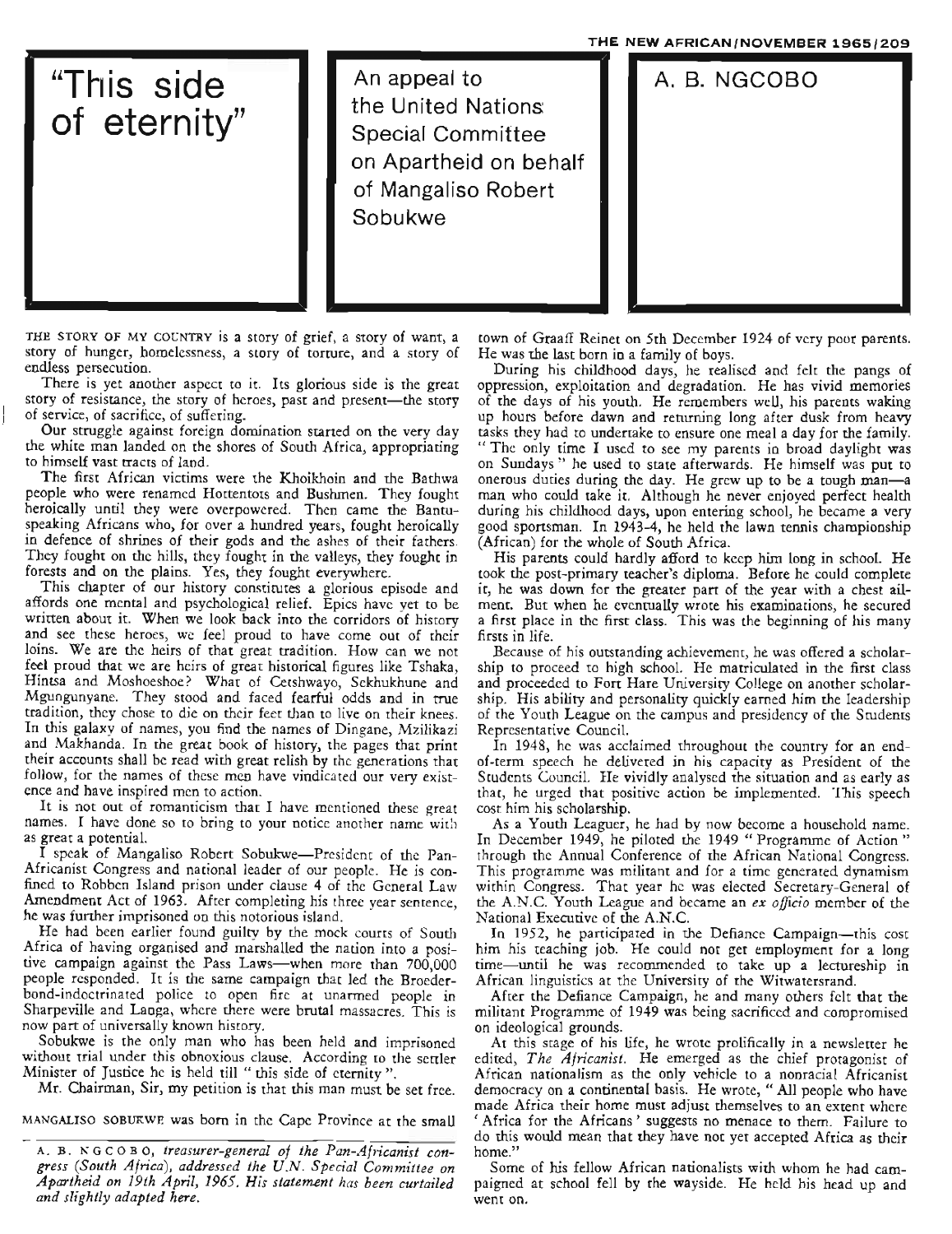# "This side of eternity"

## An appeal to the United Nations Special Committee on Apartheid on behalf of Mangaliso Robert Sobukwe

### A. B. NGCOBO

THE STORY OF MY COUNTRY is a story of grief, a story of want, a story of hunger, homelessness, a story of torture, and a story of endless persecution.

There is yet another aspect to it. Its glorious side is the great story of resistance, the story of heroes, past and present—the story of service, of sacrifice, of suffering.

Our struggle against foreign domination started on the very day the white man landed on the shores of South Africa, appropriating to himself vast tracts of land.

The first African victims were the Khoikhoin and the Bathwa people who were renamed Hottentots and Bushmen. They fought heroically until they were overpowered. Then came the Bantu-speaking Africans who, for over a hundred years, fought heroically in defence of shrines of their gods and the ashes of their fathers. They fought on the hills, they fought in the valleys, they fought in forests and on the plains. Yes, they fought everywhere.

This chapter of our history constitutes a glorious episode and affords one mental and psychological relief. Epics have yet to be written about it. When we look back into the corridors of history and see these heroes, we feel proud to have come out of their loins. We are the heirs of that great tradition. How can we not feel proud that we are heirs of great historical figures like Tshaka, Hintsa and Moshoeshoe? What of Cetshwayo, Sekhukhune and Mgungunyane. They stood and faced fearful odds and in true tradition, they chose to die on their feet than to live on their knees. In this galaxy of names, you find the names of Dingane, Mzilikazi and Makhanda. In the great book of history, the pages that print their accounts shall be read with great relish by the generations that follow, for the names of these men have vindicated our very existence and have inspired men to action.

It is not out of romanticism that I have mentioned these great names. I have done so to bring to your notice another name with as great a potential.

I speak of Mangaliso Robert Sobukwe—President of the Pan-Africanist Congress and national leader of our people. He is confined to Robben Island prison under clause 4 of the General Law Amendment Act of 1963. After completing his three year sentence, he was further imprisoned on this notorious island.

He had been earlier found guilty by the mock courts of South Africa of having organised and marshalled the nation into a positive campaign against the Pass Laws—when more than 700,000 people responded. It is the same campaign that led the Broederbond-indoctrinated police to open fire at unarmed people in Sharpeville and Langa, where there were brutal massacres. This is now part of universally known history.

Sobukwe is the only man who has been held and imprisoned without trial under this obnoxious clause. According to the settler Minister of Justice he is held till "this side of eternity".

Mr. Chairman, Sir, my petition is that this man must be set free.

MANGALISO SOBUKWE was born in the Cape Province at the small town of Graaff Reinet on 5th December 1924 of very poor parents. He was the last born in a family of boys.

During his childhood days, he realised and felt the pangs of oppression, exploitation and degradation. He has vivid memories of the days of his youth. He remembers well, his parents waking up hours before dawn and returning long after dusk from heavy tasks they had to undertake to ensure one meal a day for the family. "The only time I used to see my parents in broad daylight was on Sundays" he used to state afterwards. He himself was put to onerous duties during the day. He grew up to be a tough man—a man who could take it. Although he never enjoyed perfect health during his childhood days, upon entering school, he became a very good sportsman. In 1943-4, he held the lawn tennis championship (African) for the whole of South Africa.

His parents could hardly afford to keep him long in school. He took the post-primary teacher's diploma. Before he could complete it, he was down for the greater part of the year with a chest ailment. But when he eventually wrote his examinations, he secured a first place in the first class. This was the beginning of his many firsts in life.

Because of his outstanding achievement, he was offered a scholarship to proceed to high school. He matriculated in the first class and proceeded to Fort Hare University College on another scholarship. His ability and personality quickly earned him the leadership of the Youth League on the campus and presidency of the Students Representative Council.

In 1948, he was acclaimed throughout the country for an end-of-term speech he delivered in his capacity as President of the Students Council. He vividly analysed the situation and as early as that, he urged that positive action be implemented. This speech cost him his scholarship.

As a Youth Leaguer, he had by now become a household name. In December 1949, he piloted the 1949 "Programme of Action" through the Annual Conference of the African National Congress. This programme was militant and for a time generated dynamism within Congress. That year he was elected Secretary-General of the A.N.C. Youth League and became an *ex officio* member of the National Executive of the A.N.C.

In 1952, he participated in the Defiance Campaign—this cost him his teaching job. He could not get employment for a long time—until he was recommended to take up a lectureship in African linguistics at the University of the Witwatersrand.

After the Defiance Campaign, he and many others felt that the militant Programme of 1949 was being sacrificed and compromised on ideological grounds.

At this stage of his life, he wrote prolifically in a newsletter he edited, *The Africanist*. He emerged as the chief protagonist of African nationalism as the only vehicle to a nonracial Africanist democracy on a continental basis. He wrote, "All people who have made Africa their home must adjust themselves to an extent where 'Africa for the Africans' suggests no menace to them. Failure to do this would mean that they have not yet accepted Africa as their home."

Some of his fellow African nationalists with whom he had campaigned at school fell by the wayside. He held his head up and went on.

---

*A. B. NGCOBO, treasurer-general of the Pan-Africanist congress (South Africa), addressed the U.N. Special Committee on Apartheid on 19th April, 1965. His statement has been curtailed and slightly adapted here.*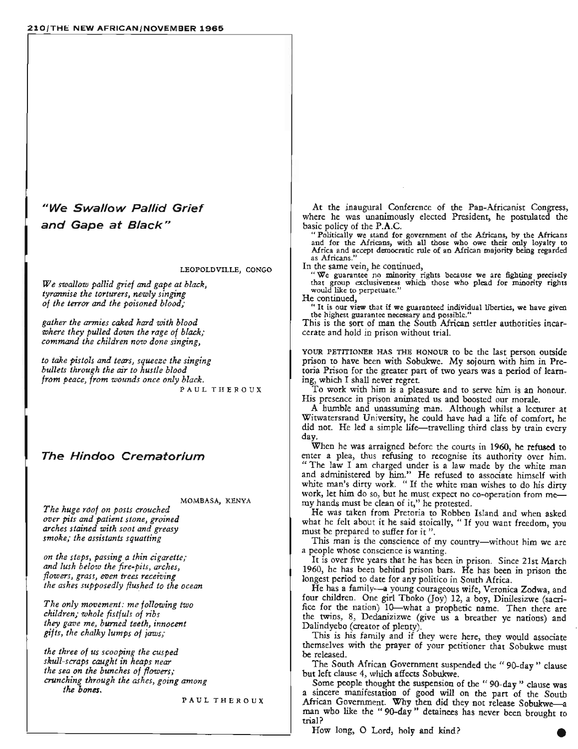## "We Swallow Pallid Grief and Gape at Black"

LEOPOLDVILLE, CONGO

*We swallow pallid grief and gape at black,*
*tyrannise the torturers, newly singing*
*of the terror and the poisoned blood;*

*gather the armies caked hard with blood*
*where they pulled down the rage of black;*
*command the children now done singing,*

*to take pistols and tears, squeeze the singing*
*bullets through the air to hustle blood*
*from peace, from wounds once only black.*

PAUL THEROUX

## The Hindoo Crematorium

MOMBASA, KENYA

*The huge roof on posts crouched*
*over pits and patient stone, groined*
*arches stained with soot and greasy*
*smoke; the assistants squatting*

*on the steps, passing a thin cigarette;*
*and lush below the fire-pits, arches,*
*flowers, grass, even trees receiving*
*the ashes supposedly flushed to the ocean*

*The only movement: me following two*
*children; whole fistfuls of ribs*
*they gave me, burned teeth, innocent*
*gifts, the chalky lumps of jaws;*

*the three of us scooping the cusped*
*skull-scraps caught in heaps near*
*the sea on the bunches of flowers;*
*crunching through the ashes, going among*
*the bones.*

PAUL THEROUX

At the inaugural Conference of the Pan-Africanist Congress, where he was unanimously elected President, he postulated the basic policy of the P.A.C.

> "Politically we stand for government of the Africans, by the Africans and for the Africans, with all those who owe their only loyalty to Africa and accept democratic rule of an African majority being regarded as Africans."

In the same vein, he continued,

> "We guarantee no minority rights because we are fighting precisely that group exclusiveness which those who plead for minority rights would like to perpetuate."

He continued,

> "It is our view that if we guaranteed individual liberties, we have given the highest guarantee necessary and possible."

This is the sort of man the South African settler authorities incarcerate and hold in prison without trial.

YOUR PETITIONER HAS THE HONOUR to be the last person outside prison to have been with Sobukwe. My sojourn with him in Pretoria Prison for the greater part of two years was a period of learning, which I shall never regret.

To work with him is a pleasure and to serve him is an honour. His presence in prison animated us and boosted our morale.

A humble and unassuming man. Although whilst a lecturer at Witwatersrand University, he could have had a life of comfort, he did not. He led a simple life—travelling third class by train every day.

When he was arraigned before the courts in 1960, he refused to enter a plea, thus refusing to recognise its authority over him. "The law I am charged under is a law made by the white man and administered by him." He refused to associate himself with white man's dirty work. "If the white man wishes to do his dirty work, let him do so, but he must expect no co-operation from me—my hands must be clean of it," he protested.

He was taken from Pretoria to Robben Island and when asked what he felt about it he said stoically, "If you want freedom, you must be prepared to suffer for it".

This man is the conscience of my country—without him we are a people whose conscience is wanting.

It is over five years that he has been in prison. Since 21st March 1960, he has been behind prison bars. He has been in prison the longest period to date for any politico in South Africa.

He has a family—a young courageous wife, Veronica Zodwa, and four children. One girl Thoko (Joy) 12, a boy, Dinilesizwe (sacrifice for the nation) 10—what a prophetic name. Then there are the twins, 8, Dedanizizwe (give us a breather ye nations) and Dalindyebo (creator of plenty).

This is his family and if they were here, they would associate themselves with the prayer of your petitioner that Sobukwe must be released.

The South African Government suspended the "90-day" clause but left clause 4, which affects Sobukwe.

Some people thought the suspension of the "90-day" clause was a sincere manifestation of good will on the part of the South African Government. Why then did they not release Sobukwe—a man who like the "90-day" detainees has never been brought to trial?

How long, O Lord, holy and kind?